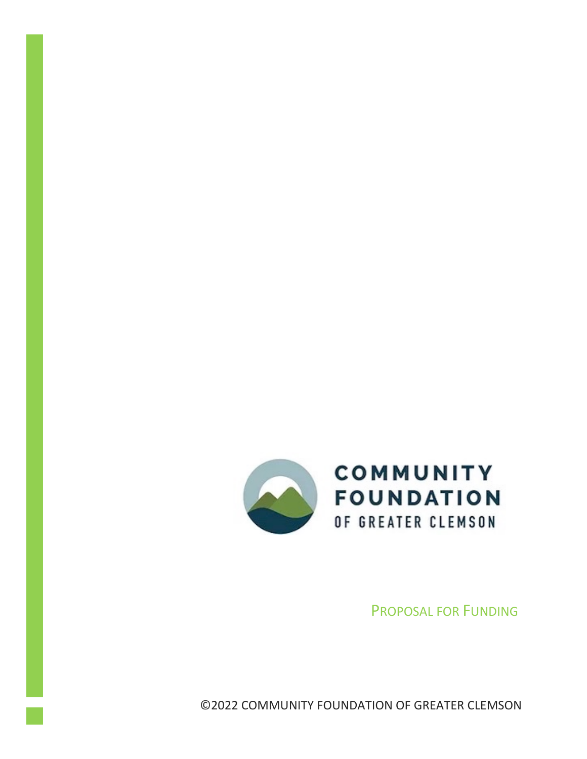COMMUNITY FOUNDATION

OF GREATER CLEMSON

PROPOSAL FOR FUNDING

©2022 COMMUNITY FOUNDATION OF GREATER CLEMSON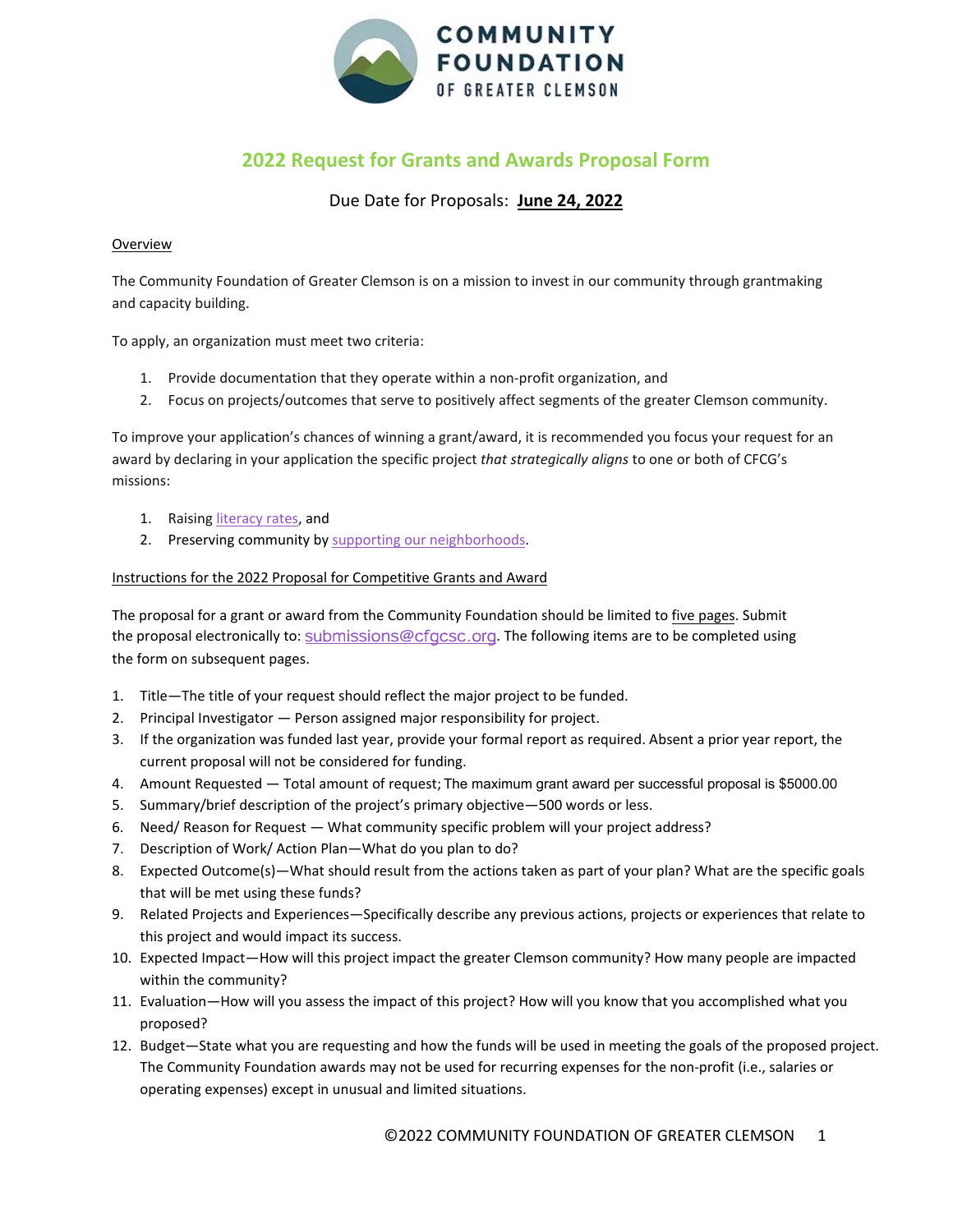**COMMUNITY FOUNDATION OF GREATER CLEMSON**

## 2022 Request for Grants and Awards Proposal Form

Due Date for Proposals: **June 24, 2022**

Overview

The Community Foundation of Greater Clemson is on a mission to invest in our community through grantmaking and capacity building.

To apply, an organization must meet two criteria:

1. Provide documentation that they operate within a non-profit organization, and
2. Focus on projects/outcomes that serve to positively affect segments of the greater Clemson community.

To improve your application's chances of winning a grant/award, it is recommended you focus your request for an award by declaring in your application the specific project *that strategically aligns* to one or both of CFCG's missions:

1. Raising literacy rates, and
2. Preserving community by supporting our neighborhoods.

Instructions for the 2022 Proposal for Competitive Grants and Award

The proposal for a grant or award from the Community Foundation should be limited to five pages. Submit the proposal electronically to: submissions@cfgcsc.org. The following items are to be completed using the form on subsequent pages.

1. Title—The title of your request should reflect the major project to be funded.
2. Principal Investigator — Person assigned major responsibility for project.
3. If the organization was funded last year, provide your formal report as required. Absent a prior year report, the current proposal will not be considered for funding.
4. Amount Requested — Total amount of request; The maximum grant award per successful proposal is $5000.00
5. Summary/brief description of the project's primary objective—500 words or less.
6. Need/ Reason for Request — What community specific problem will your project address?
7. Description of Work/ Action Plan—What do you plan to do?
8. Expected Outcome(s)—What should result from the actions taken as part of your plan? What are the specific goals that will be met using these funds?
9. Related Projects and Experiences—Specifically describe any previous actions, projects or experiences that relate to this project and would impact its success.
10. Expected Impact—How will this project impact the greater Clemson community? How many people are impacted within the community?
11. Evaluation—How will you assess the impact of this project? How will you know that you accomplished what you proposed?
12. Budget—State what you are requesting and how the funds will be used in meeting the goals of the proposed project. The Community Foundation awards may not be used for recurring expenses for the non-profit (i.e., salaries or operating expenses) except in unusual and limited situations.

©2022 COMMUNITY FOUNDATION OF GREATER CLEMSON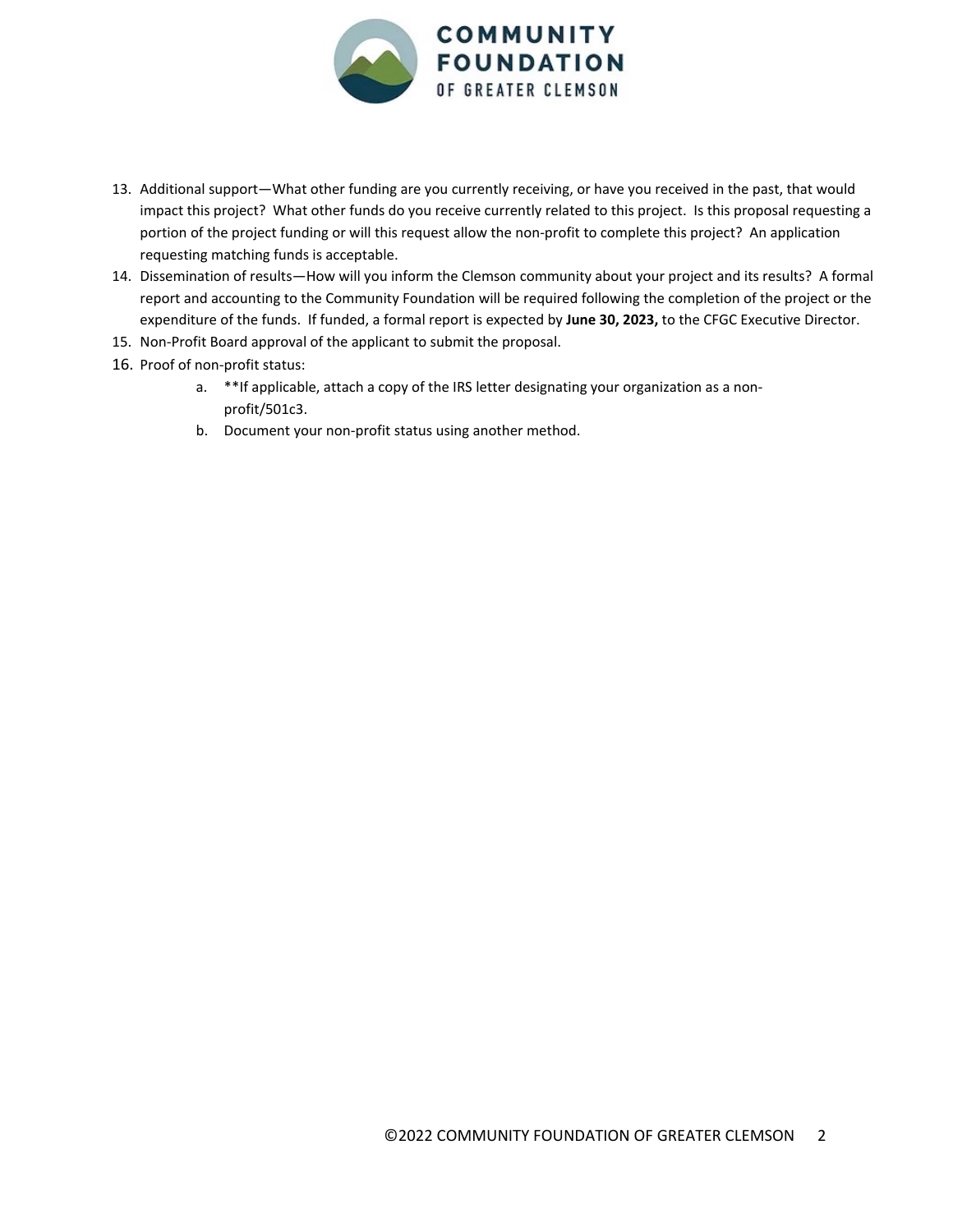13. Additional support—What other funding are you currently receiving, or have you received in the past, that would impact this project? What other funds do you receive currently related to this project. Is this proposal requesting a portion of the project funding or will this request allow the non-profit to complete this project? An application requesting matching funds is acceptable.
14. Dissemination of results—How will you inform the Clemson community about your project and its results? A formal report and accounting to the Community Foundation will be required following the completion of the project or the expenditure of the funds. If funded, a formal report is expected by **June 30, 2023,** to the CFGC Executive Director.
15. Non-Profit Board approval of the applicant to submit the proposal.
16. Proof of non-profit status:
    a. **If applicable, attach a copy of the IRS letter designating your organization as a non-profit/501c3.
    b. Document your non-profit status using another method.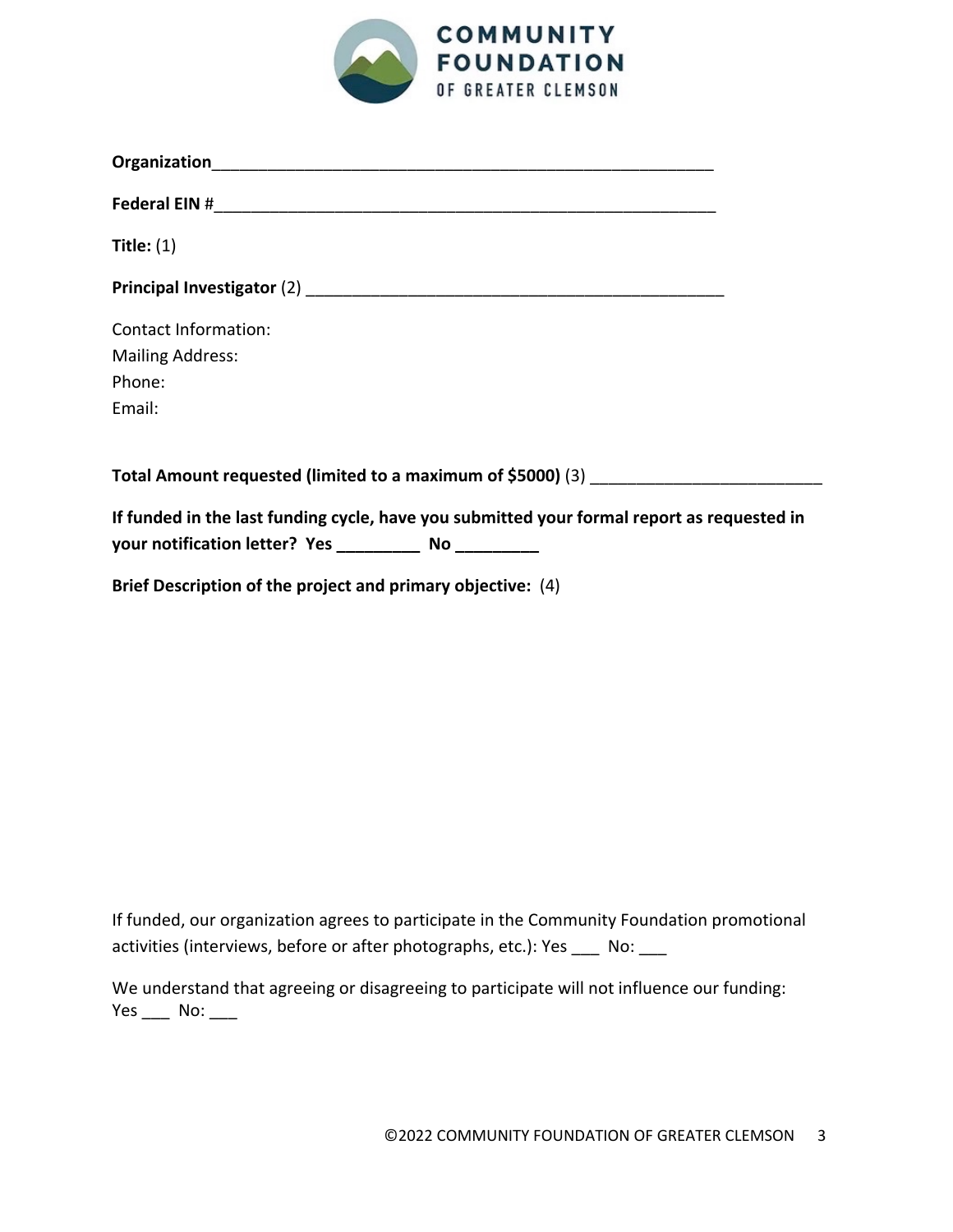**Organization**_______________________________________________________

**Federal EIN** #______________________________________________________

**Title:** (1)

**Principal Investigator** (2) _____________________________________________

Contact Information:
Mailing Address:
Phone:
Email:

**Total Amount requested (limited to a maximum of $5000)** (3) _______________________

**If funded in the last funding cycle, have you submitted your formal report as requested in your notification letter? Yes _________ No _________**

**Brief Description of the project and primary objective:** (4)

If funded, our organization agrees to participate in the Community Foundation promotional activities (interviews, before or after photographs, etc.): Yes ___ No: ___

We understand that agreeing or disagreeing to participate will not influence our funding: Yes ___ No: ___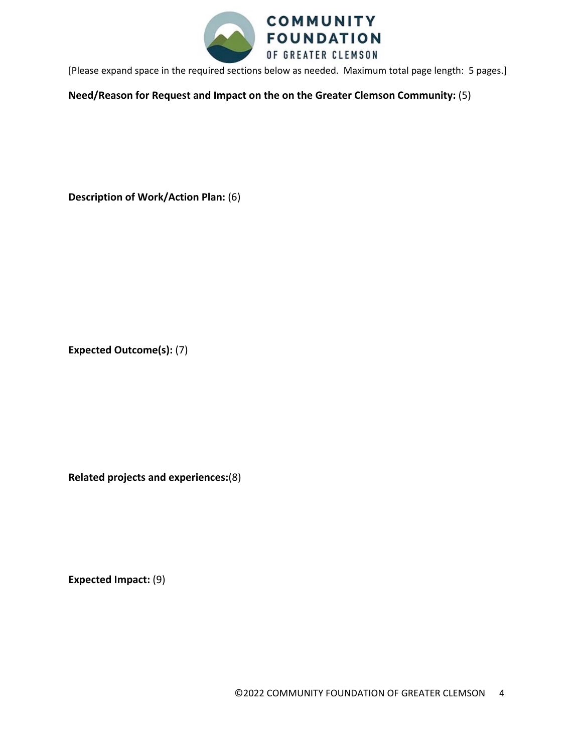[Please expand space in the required sections below as needed.  Maximum total page length:  5 pages.]

**Need/Reason for Request and Impact on the on the Greater Clemson Community:** (5)

**Description of Work/Action Plan:** (6)

**Expected Outcome(s):** (7)

**Related projects and experiences:**(8)

**Expected Impact:** (9)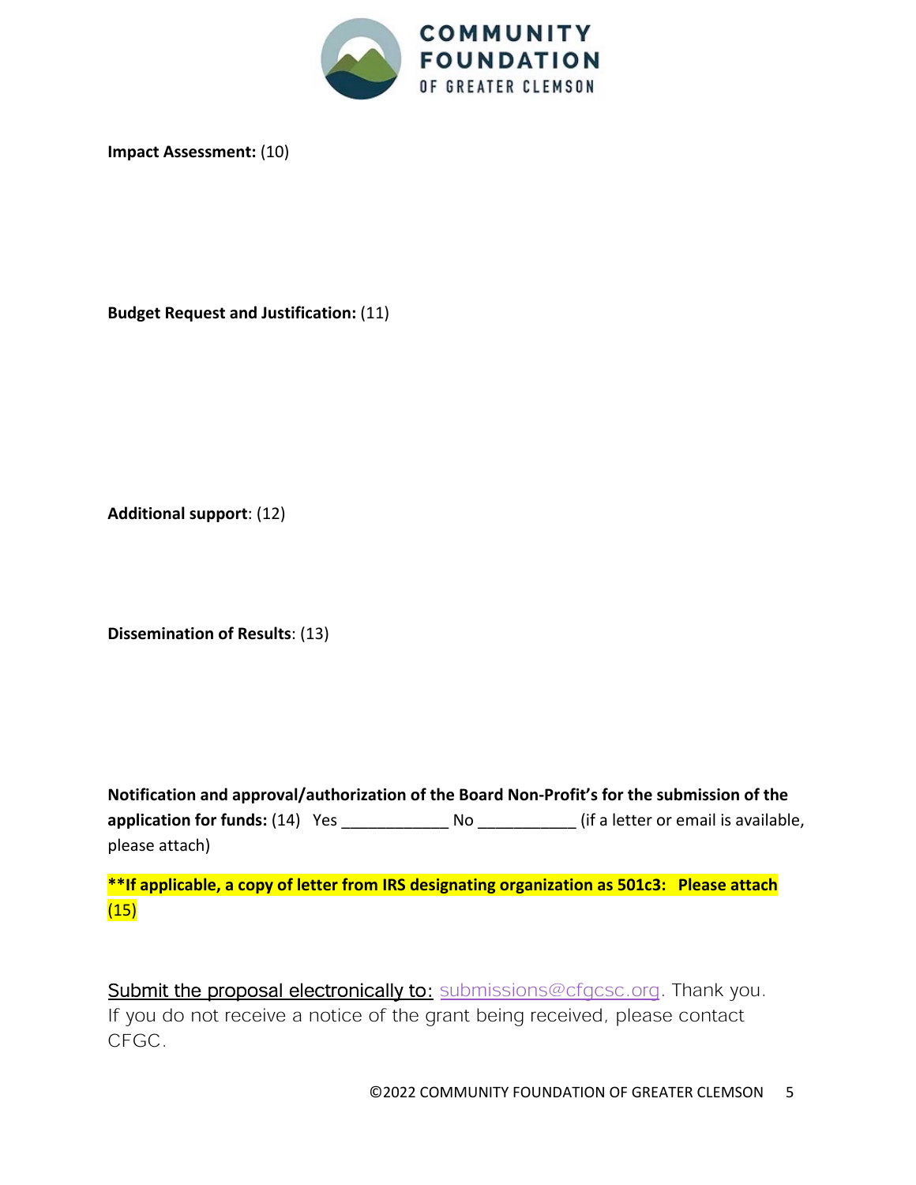**Impact Assessment:** (10)

**Budget Request and Justification:** (11)

**Additional support**: (12)

**Dissemination of Results**: (13)

**Notification and approval/authorization of the Board Non-Profit's for the submission of the application for funds:** (14) Yes ____________ No ___________ (if a letter or email is available, please attach)

****If applicable, a copy of letter from IRS designating organization as 501c3: Please attach (15)**

Submit the proposal electronically to: submissions@cfgcsc.org. Thank you. If you do not receive a notice of the grant being received, please contact CFGC.

©2022 COMMUNITY FOUNDATION OF GREATER CLEMSON